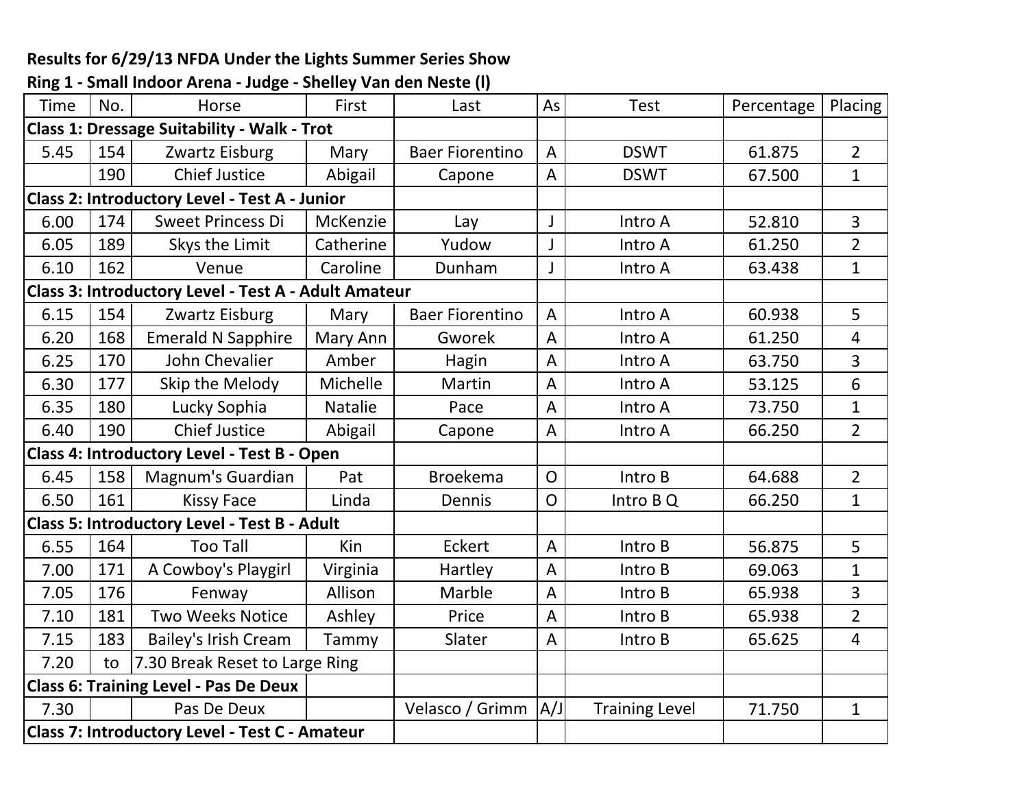**Results for 6/29/13 NFDA Under the Lights Summer Series Show**

**Ring 1 - Small Indoor Arena - Judge - Shelley Van den Neste (l)**

| Time | No. | Horse | First | Last | As | Test | Percentage | Placing |
|---|---|---|---|---|---|---|---|---|
| **Class 1: Dressage Suitability - Walk - Trot** | | | | | | | | |
| 5.45 | 154 | Zwartz Eisburg | Mary | Baer Fiorentino | A | DSWT | 61.875 | 2 |
| | 190 | Chief Justice | Abigail | Capone | A | DSWT | 67.500 | 1 |
| **Class 2: Introductory Level - Test A - Junior** | | | | | | | | |
| 6.00 | 174 | Sweet Princess Di | McKenzie | Lay | J | Intro A | 52.810 | 3 |
| 6.05 | 189 | Skys the Limit | Catherine | Yudow | J | Intro A | 61.250 | 2 |
| 6.10 | 162 | Venue | Caroline | Dunham | J | Intro A | 63.438 | 1 |
| **Class 3: Introductory Level - Test A - Adult Amateur** | | | | | | | | |
| 6.15 | 154 | Zwartz Eisburg | Mary | Baer Fiorentino | A | Intro A | 60.938 | 5 |
| 6.20 | 168 | Emerald N Sapphire | Mary Ann | Gworek | A | Intro A | 61.250 | 4 |
| 6.25 | 170 | John Chevalier | Amber | Hagin | A | Intro A | 63.750 | 3 |
| 6.30 | 177 | Skip the Melody | Michelle | Martin | A | Intro A | 53.125 | 6 |
| 6.35 | 180 | Lucky Sophia | Natalie | Pace | A | Intro A | 73.750 | 1 |
| 6.40 | 190 | Chief Justice | Abigail | Capone | A | Intro A | 66.250 | 2 |
| **Class 4: Introductory Level - Test B - Open** | | | | | | | | |
| 6.45 | 158 | Magnum's Guardian | Pat | Broekema | O | Intro B | 64.688 | 2 |
| 6.50 | 161 | Kissy Face | Linda | Dennis | O | Intro B Q | 66.250 | 1 |
| **Class 5: Introductory Level - Test B - Adult** | | | | | | | | |
| 6.55 | 164 | Too Tall | Kin | Eckert | A | Intro B | 56.875 | 5 |
| 7.00 | 171 | A Cowboy's Playgirl | Virginia | Hartley | A | Intro B | 69.063 | 1 |
| 7.05 | 176 | Fenway | Allison | Marble | A | Intro B | 65.938 | 3 |
| 7.10 | 181 | Two Weeks Notice | Ashley | Price | A | Intro B | 65.938 | 2 |
| 7.15 | 183 | Bailey's Irish Cream | Tammy | Slater | A | Intro B | 65.625 | 4 |
| 7.20 | to | 7.30 Break Reset to Large Ring | | | | | | |
| **Class 6: Training Level - Pas De Deux** | | | | | | | | |
| 7.30 | | Pas De Deux | | Velasco / Grimm | A/J | Training Level | 71.750 | 1 |
| **Class 7: Introductory Level - Test C - Amateur** | | | | | | | | |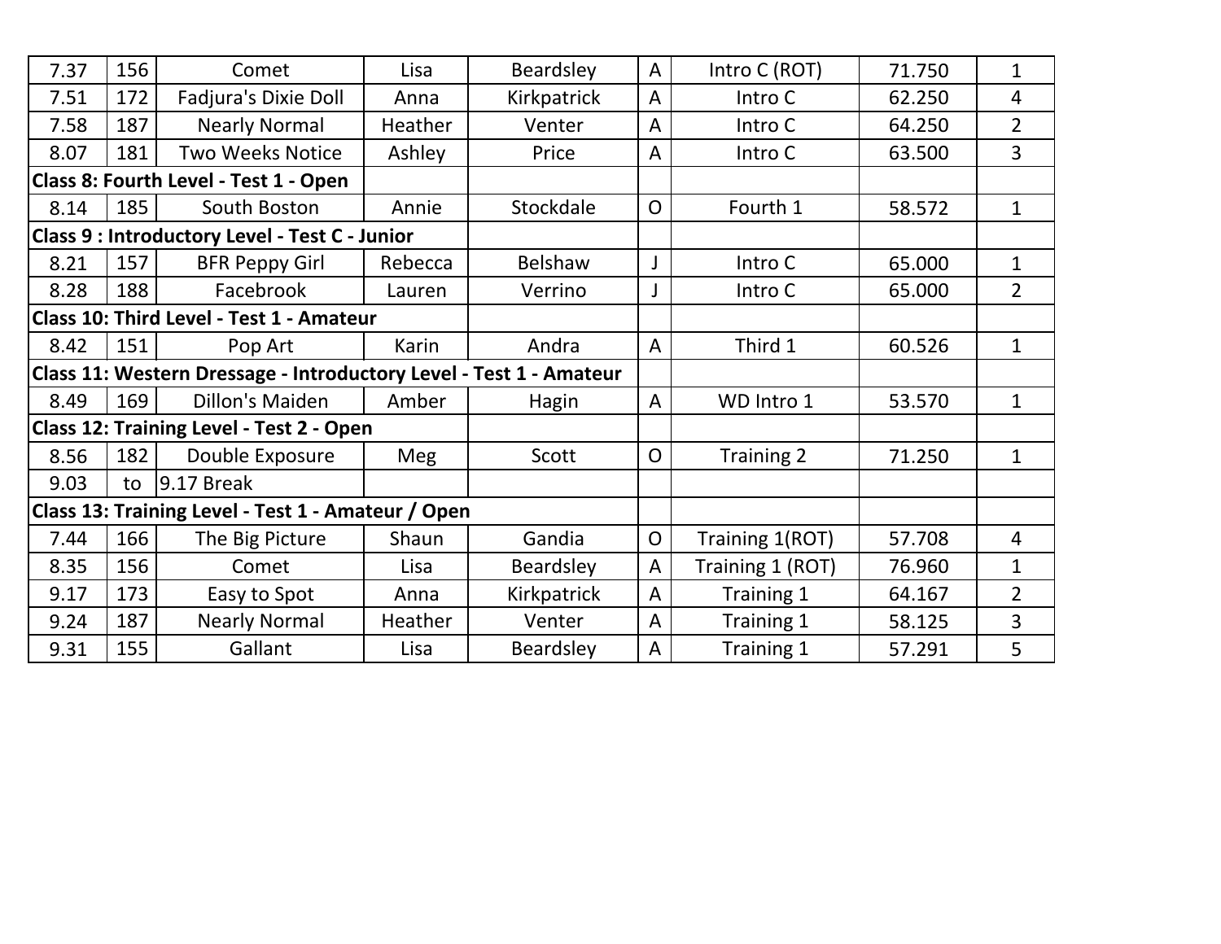| | | | | | | | | |
|---|---|---|---|---|---|---|---|---|
| 7.37 | 156 | Comet | Lisa | Beardsley | A | Intro C (ROT) | 71.750 | 1 |
| 7.51 | 172 | Fadjura's Dixie Doll | Anna | Kirkpatrick | A | Intro C | 62.250 | 4 |
| 7.58 | 187 | Nearly Normal | Heather | Venter | A | Intro C | 64.250 | 2 |
| 8.07 | 181 | Two Weeks Notice | Ashley | Price | A | Intro C | 63.500 | 3 |
| **Class 8: Fourth Level - Test 1 - Open** | | | | | | | | |
| 8.14 | 185 | South Boston | Annie | Stockdale | O | Fourth 1 | 58.572 | 1 |
| **Class 9 : Introductory Level - Test C - Junior** | | | | | | | | |
| 8.21 | 157 | BFR Peppy Girl | Rebecca | Belshaw | J | Intro C | 65.000 | 1 |
| 8.28 | 188 | Facebrook | Lauren | Verrino | J | Intro C | 65.000 | 2 |
| **Class 10: Third Level - Test 1 - Amateur** | | | | | | | | |
| 8.42 | 151 | Pop Art | Karin | Andra | A | Third 1 | 60.526 | 1 |
| **Class 11: Western Dressage - Introductory Level - Test 1 - Amateur** | | | | | | | | |
| 8.49 | 169 | Dillon's Maiden | Amber | Hagin | A | WD Intro 1 | 53.570 | 1 |
| **Class 12: Training Level - Test 2 - Open** | | | | | | | | |
| 8.56 | 182 | Double Exposure | Meg | Scott | O | Training 2 | 71.250 | 1 |
| 9.03 | to | 9.17 Break | | | | | | |
| **Class 13: Training Level - Test 1 - Amateur / Open** | | | | | | | | |
| 7.44 | 166 | The Big Picture | Shaun | Gandia | O | Training 1(ROT) | 57.708 | 4 |
| 8.35 | 156 | Comet | Lisa | Beardsley | A | Training 1 (ROT) | 76.960 | 1 |
| 9.17 | 173 | Easy to Spot | Anna | Kirkpatrick | A | Training 1 | 64.167 | 2 |
| 9.24 | 187 | Nearly Normal | Heather | Venter | A | Training 1 | 58.125 | 3 |
| 9.31 | 155 | Gallant | Lisa | Beardsley | A | Training 1 | 57.291 | 5 |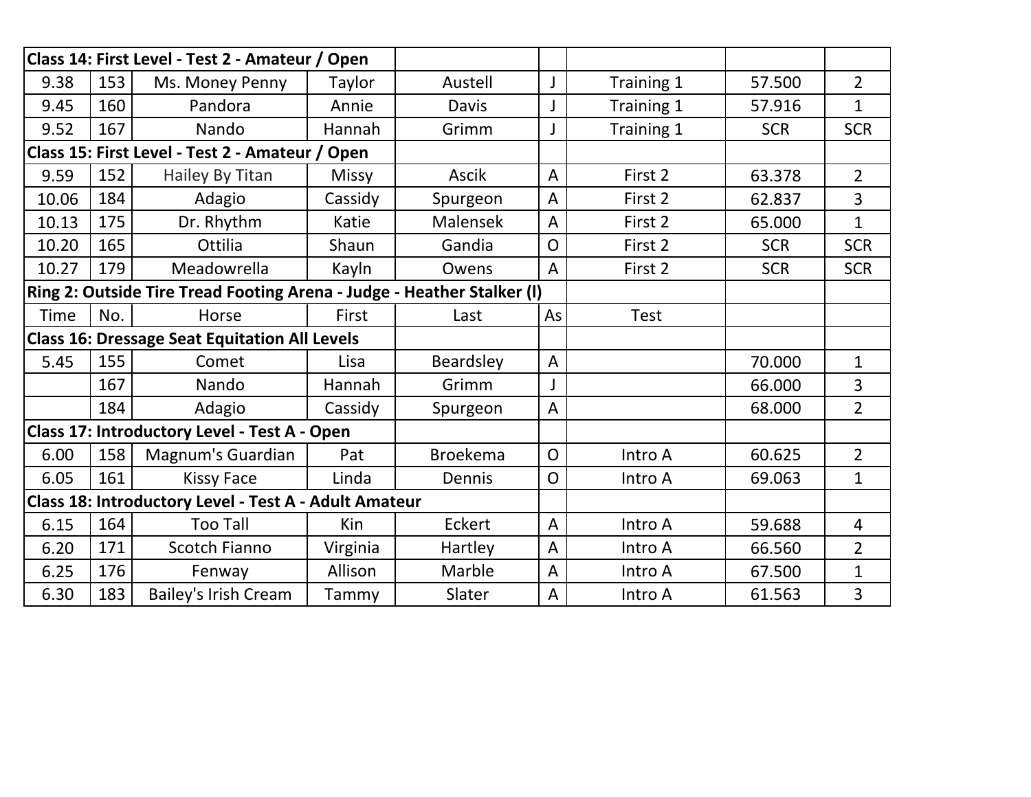| Class 14: First Level - Test 2 - Amateur / Open | | | | | | | | |
|---|---|---|---|---|---|---|---|---|
| 9.38 | 153 | Ms. Money Penny | Taylor | Austell | J | Training 1 | 57.500 | 2 |
| 9.45 | 160 | Pandora | Annie | Davis | J | Training 1 | 57.916 | 1 |
| 9.52 | 167 | Nando | Hannah | Grimm | J | Training 1 | SCR | SCR |
| **Class 15: First Level - Test 2 - Amateur / Open** | | | | | | | | |
| 9.59 | 152 | Hailey By Titan | Missy | Ascik | A | First 2 | 63.378 | 2 |
| 10.06 | 184 | Adagio | Cassidy | Spurgeon | A | First 2 | 62.837 | 3 |
| 10.13 | 175 | Dr. Rhythm | Katie | Malensek | A | First 2 | 65.000 | 1 |
| 10.20 | 165 | Ottilia | Shaun | Gandia | O | First 2 | SCR | SCR |
| 10.27 | 179 | Meadowrella | Kayln | Owens | A | First 2 | SCR | SCR |
| **Ring 2: Outside Tire Tread Footing Arena - Judge - Heather Stalker (l)** | | | | | | | | |
| Time | No. | Horse | First | Last | As | Test | | |
| **Class 16: Dressage Seat Equitation All Levels** | | | | | | | | |
| 5.45 | 155 | Comet | Lisa | Beardsley | A | | 70.000 | 1 |
| | 167 | Nando | Hannah | Grimm | J | | 66.000 | 3 |
| | 184 | Adagio | Cassidy | Spurgeon | A | | 68.000 | 2 |
| **Class 17: Introductory Level - Test A - Open** | | | | | | | | |
| 6.00 | 158 | Magnum's Guardian | Pat | Broekema | O | Intro A | 60.625 | 2 |
| 6.05 | 161 | Kissy Face | Linda | Dennis | O | Intro A | 69.063 | 1 |
| **Class 18: Introductory Level - Test A - Adult Amateur** | | | | | | | | |
| 6.15 | 164 | Too Tall | Kin | Eckert | A | Intro A | 59.688 | 4 |
| 6.20 | 171 | Scotch Fianno | Virginia | Hartley | A | Intro A | 66.560 | 2 |
| 6.25 | 176 | Fenway | Allison | Marble | A | Intro A | 67.500 | 1 |
| 6.30 | 183 | Bailey's Irish Cream | Tammy | Slater | A | Intro A | 61.563 | 3 |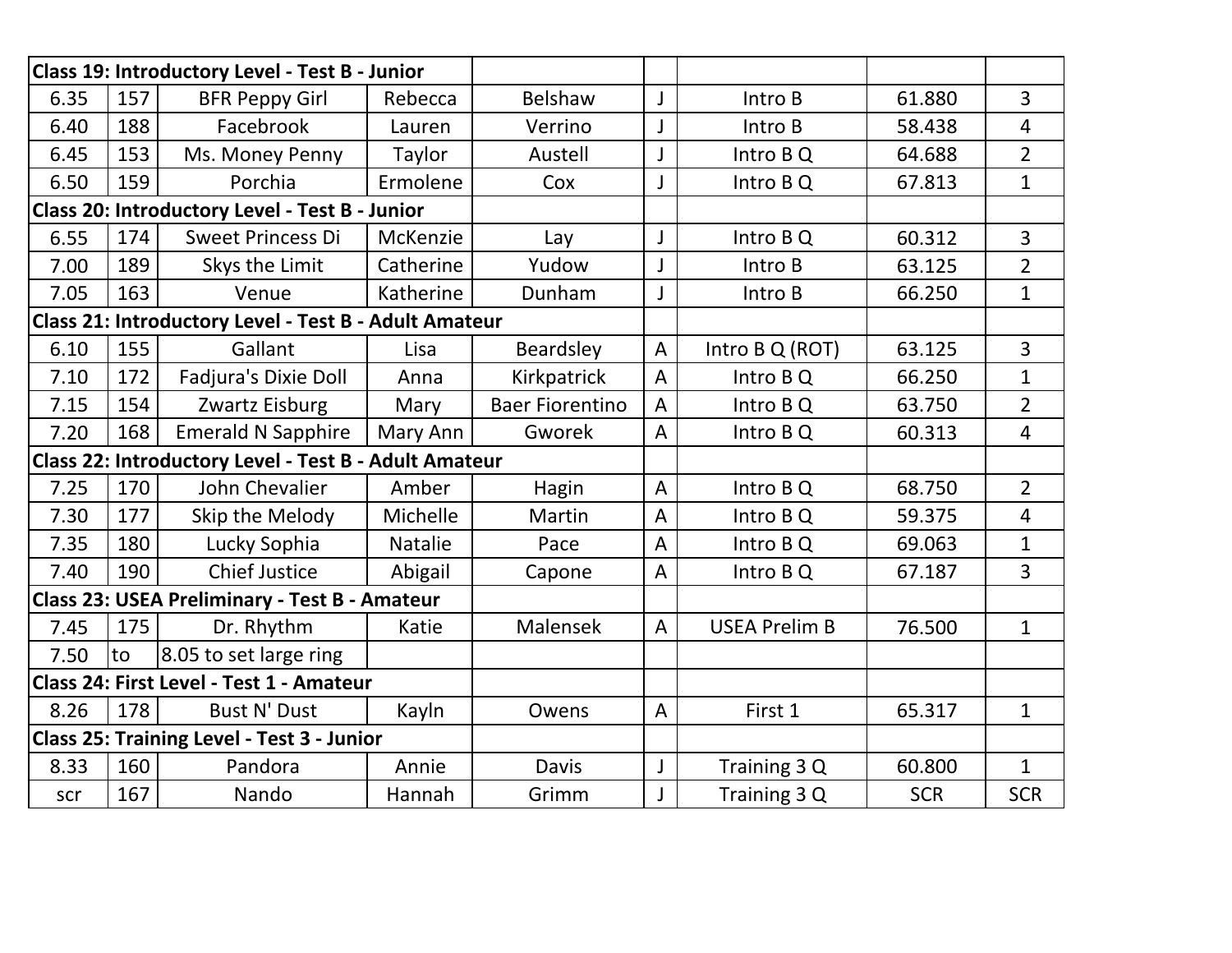| | | | | | | | | |
|---|---|---|---|---|---|---|---|---|
| **Class 19: Introductory Level - Test B - Junior** | | | | | | | | |
| 6.35 | 157 | BFR Peppy Girl | Rebecca | Belshaw | J | Intro B | 61.880 | 3 |
| 6.40 | 188 | Facebrook | Lauren | Verrino | J | Intro B | 58.438 | 4 |
| 6.45 | 153 | Ms. Money Penny | Taylor | Austell | J | Intro B Q | 64.688 | 2 |
| 6.50 | 159 | Porchia | Ermolene | Cox | J | Intro B Q | 67.813 | 1 |
| **Class 20: Introductory Level - Test B - Junior** | | | | | | | | |
| 6.55 | 174 | Sweet Princess Di | McKenzie | Lay | J | Intro B Q | 60.312 | 3 |
| 7.00 | 189 | Skys the Limit | Catherine | Yudow | J | Intro B | 63.125 | 2 |
| 7.05 | 163 | Venue | Katherine | Dunham | J | Intro B | 66.250 | 1 |
| **Class 21: Introductory Level - Test B - Adult Amateur** | | | | | | | | |
| 6.10 | 155 | Gallant | Lisa | Beardsley | A | Intro B Q (ROT) | 63.125 | 3 |
| 7.10 | 172 | Fadjura's Dixie Doll | Anna | Kirkpatrick | A | Intro B Q | 66.250 | 1 |
| 7.15 | 154 | Zwartz Eisburg | Mary | Baer Fiorentino | A | Intro B Q | 63.750 | 2 |
| 7.20 | 168 | Emerald N Sapphire | Mary Ann | Gworek | A | Intro B Q | 60.313 | 4 |
| **Class 22: Introductory Level - Test B - Adult Amateur** | | | | | | | | |
| 7.25 | 170 | John Chevalier | Amber | Hagin | A | Intro B Q | 68.750 | 2 |
| 7.30 | 177 | Skip the Melody | Michelle | Martin | A | Intro B Q | 59.375 | 4 |
| 7.35 | 180 | Lucky Sophia | Natalie | Pace | A | Intro B Q | 69.063 | 1 |
| 7.40 | 190 | Chief Justice | Abigail | Capone | A | Intro B Q | 67.187 | 3 |
| **Class 23: USEA Preliminary - Test B - Amateur** | | | | | | | | |
| 7.45 | 175 | Dr. Rhythm | Katie | Malensek | A | USEA Prelim B | 76.500 | 1 |
| 7.50 | to | 8.05 to set large ring | | | | | | |
| **Class 24: First Level - Test 1 - Amateur** | | | | | | | | |
| 8.26 | 178 | Bust N' Dust | Kayln | Owens | A | First 1 | 65.317 | 1 |
| **Class 25: Training Level - Test 3 - Junior** | | | | | | | | |
| 8.33 | 160 | Pandora | Annie | Davis | J | Training 3 Q | 60.800 | 1 |
| scr | 167 | Nando | Hannah | Grimm | J | Training 3 Q | SCR | SCR |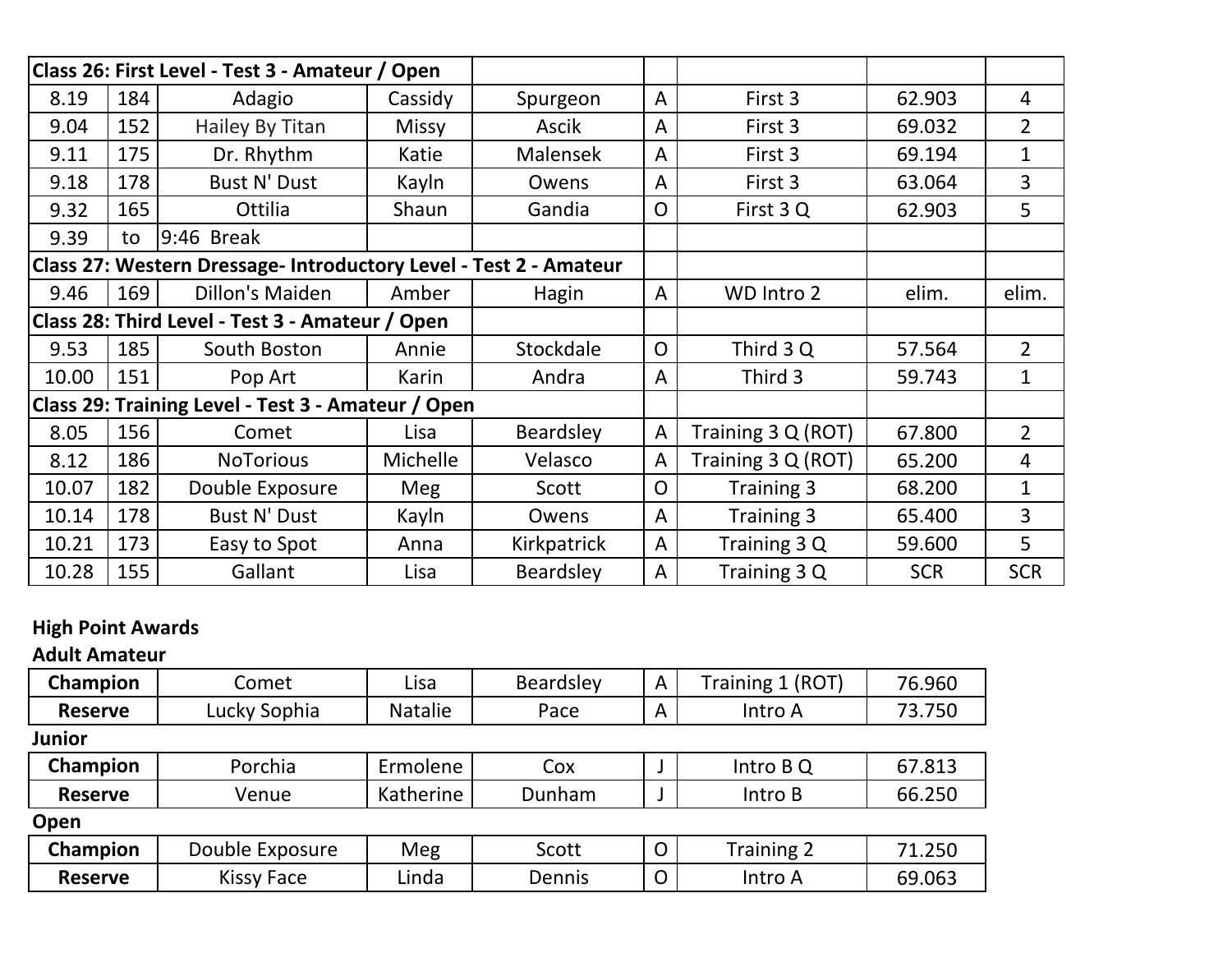| | | | | | | | | |
|---|---|---|---|---|---|---|---|---|
| **Class 26: First Level - Test 3 - Amateur / Open** | | | | | | | | |
| 8.19 | 184 | Adagio | Cassidy | Spurgeon | A | First 3 | 62.903 | 4 |
| 9.04 | 152 | Hailey By Titan | Missy | Ascik | A | First 3 | 69.032 | 2 |
| 9.11 | 175 | Dr. Rhythm | Katie | Malensek | A | First 3 | 69.194 | 1 |
| 9.18 | 178 | Bust N' Dust | Kayln | Owens | A | First 3 | 63.064 | 3 |
| 9.32 | 165 | Ottilia | Shaun | Gandia | O | First 3 Q | 62.903 | 5 |
| 9.39 | to | 9:46 Break | | | | | | |
| **Class 27: Western Dressage- Introductory Level - Test 2 - Amateur** | | | | | | | | |
| 9.46 | 169 | Dillon's Maiden | Amber | Hagin | A | WD Intro 2 | elim. | elim. |
| **Class 28: Third Level - Test 3 - Amateur / Open** | | | | | | | | |
| 9.53 | 185 | South Boston | Annie | Stockdale | O | Third 3 Q | 57.564 | 2 |
| 10.00 | 151 | Pop Art | Karin | Andra | A | Third 3 | 59.743 | 1 |
| **Class 29: Training Level - Test 3 - Amateur / Open** | | | | | | | | |
| 8.05 | 156 | Comet | Lisa | Beardsley | A | Training 3 Q (ROT) | 67.800 | 2 |
| 8.12 | 186 | NoTorious | Michelle | Velasco | A | Training 3 Q (ROT) | 65.200 | 4 |
| 10.07 | 182 | Double Exposure | Meg | Scott | O | Training 3 | 68.200 | 1 |
| 10.14 | 178 | Bust N' Dust | Kayln | Owens | A | Training 3 | 65.400 | 3 |
| 10.21 | 173 | Easy to Spot | Anna | Kirkpatrick | A | Training 3 Q | 59.600 | 5 |
| 10.28 | 155 | Gallant | Lisa | Beardsley | A | Training 3 Q | SCR | SCR |

**High Point Awards**

**Adult Amateur**

| | | | | | | |
|---|---|---|---|---|---|---|
| **Champion** | Comet | Lisa | Beardsley | A | Training 1 (ROT) | 76.960 |
| **Reserve** | Lucky Sophia | Natalie | Pace | A | Intro A | 73.750 |

**Junior**

| | | | | | | |
|---|---|---|---|---|---|---|
| **Champion** | Porchia | Ermolene | Cox | J | Intro B Q | 67.813 |
| **Reserve** | Venue | Katherine | Dunham | J | Intro B | 66.250 |

**Open**

| | | | | | | |
|---|---|---|---|---|---|---|
| **Champion** | Double Exposure | Meg | Scott | O | Training 2 | 71.250 |
| **Reserve** | Kissy Face | Linda | Dennis | O | Intro A | 69.063 |